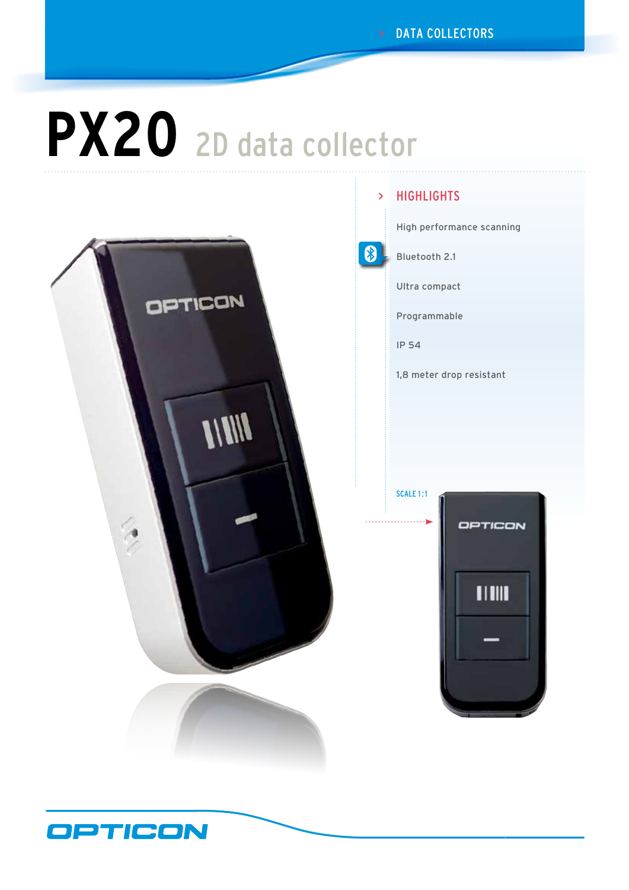DATA COLLECTORS

# PX20 2D data collector

## HIGHLIGHTS

- High performance scanning
- Bluetooth 2.1
- Ultra compact
- Programmable
- IP 54
- 1,8 meter drop resistant

SCALE 1:1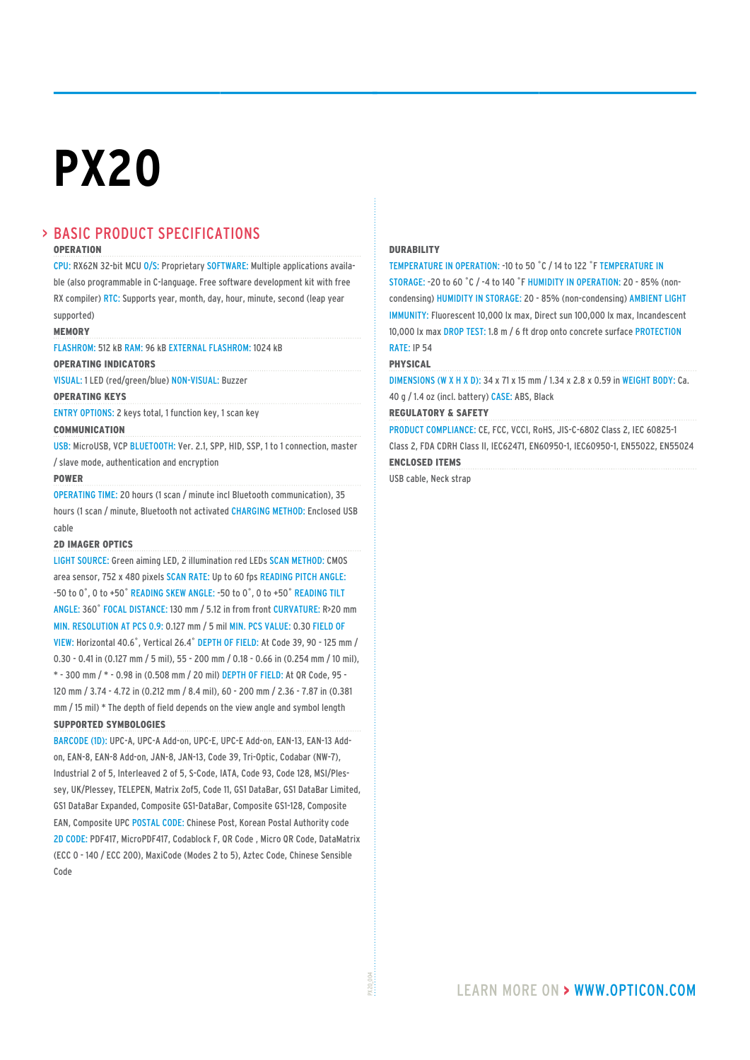# PX20

## › BASIC PRODUCT SPECIFICATIONS

### OPERATION

CPU: RX62N 32-bit MCU O/S: Proprietary SOFTWARE: Multiple applications available (also programmable in C-language. Free software development kit with free RX compiler) RTC: Supports year, month, day, hour, minute, second (leap year supported)

### MEMORY

FLASHROM: 512 kB RAM: 96 kB EXTERNAL FLASHROM: 1024 kB

### OPERATING INDICATORS

VISUAL: 1 LED (red/green/blue) NON-VISUAL: Buzzer

### OPERATING KEYS

ENTRY OPTIONS: 2 keys total, 1 function key, 1 scan key

### COMMUNICATION

USB: MicroUSB, VCP BLUETOOTH: Ver. 2.1, SPP, HID, SSP, 1 to 1 connection, master / slave mode, authentication and encryption

### POWER

OPERATING TIME: 20 hours (1 scan / minute incl Bluetooth communication), 35 hours (1 scan / minute, Bluetooth not activated CHARGING METHOD: Enclosed USB cable

### 2D IMAGER OPTICS

LIGHT SOURCE: Green aiming LED, 2 illumination red LEDs SCAN METHOD: CMOS area sensor, 752 x 480 pixels SCAN RATE: Up to 60 fps READING PITCH ANGLE: -50 to 0˚, 0 to +50˚ READING SKEW ANGLE: -50 to 0˚, 0 to +50˚ READING TILT ANGLE: 360˚ FOCAL DISTANCE: 130 mm / 5.12 in from front CURVATURE: R>20 mm MIN. RESOLUTION AT PCS 0.9: 0.127 mm / 5 mil MIN. PCS VALUE: 0.30 FIELD OF VIEW: Horizontal 40.6˚, Vertical 26.4˚ DEPTH OF FIELD: At Code 39, 90 - 125 mm / 0.30 - 0.41 in (0.127 mm / 5 mil), 55 - 200 mm / 0.18 - 0.66 in (0.254 mm / 10 mil), * - 300 mm / * - 0.98 in (0.508 mm / 20 mil) DEPTH OF FIELD: At QR Code, 95 - 120 mm / 3.74 - 4.72 in (0.212 mm / 8.4 mil), 60 - 200 mm / 2.36 - 7.87 in (0.381 mm / 15 mil) * The depth of field depends on the view angle and symbol length

### SUPPORTED SYMBOLOGIES

BARCODE (1D): UPC-A, UPC-A Add-on, UPC-E, UPC-E Add-on, EAN-13, EAN-13 Add-on, EAN-8, EAN-8 Add-on, JAN-8, JAN-13, Code 39, Tri-Optic, Codabar (NW-7), Industrial 2 of 5, Interleaved 2 of 5, S-Code, IATA, Code 93, Code 128, MSI/Plessey, UK/Plessey, TELEPEN, Matrix 2of5, Code 11, GS1 DataBar, GS1 DataBar Limited, GS1 DataBar Expanded, Composite GS1-DataBar, Composite GS1-128, Composite EAN, Composite UPC POSTAL CODE: Chinese Post, Korean Postal Authority code 2D CODE: PDF417, MicroPDF417, Codablock F, QR Code , Micro QR Code, DataMatrix (ECC 0 - 140 / ECC 200), MaxiCode (Modes 2 to 5), Aztec Code, Chinese Sensible Code

### DURABILITY

TEMPERATURE IN OPERATION: -10 to 50 ˚C / 14 to 122 ˚F TEMPERATURE IN STORAGE: -20 to 60 ˚C / -4 to 140 ˚F HUMIDITY IN OPERATION: 20 - 85% (non-condensing) HUMIDITY IN STORAGE: 20 - 85% (non-condensing) AMBIENT LIGHT IMMUNITY: Fluorescent 10,000 lx max, Direct sun 100,000 lx max, Incandescent 10,000 lx max DROP TEST: 1.8 m / 6 ft drop onto concrete surface PROTECTION RATE: IP 54

### PHYSICAL

DIMENSIONS (W X H X D): 34 x 71 x 15 mm / 1.34 x 2.8 x 0.59 in WEIGHT BODY: Ca. 40 g / 1.4 oz (incl. battery) CASE: ABS, Black

### REGULATORY & SAFETY

PRODUCT COMPLIANCE: CE, FCC, VCCI, RoHS, JIS-C-6802 Class 2, IEC 60825-1 Class 2, FDA CDRH Class II, IEC62471, EN60950-1, IEC60950-1, EN55022, EN55024

### ENCLOSED ITEMS

USB cable, Neck strap

LEARN MORE ON › WWW.OPTICON.COM